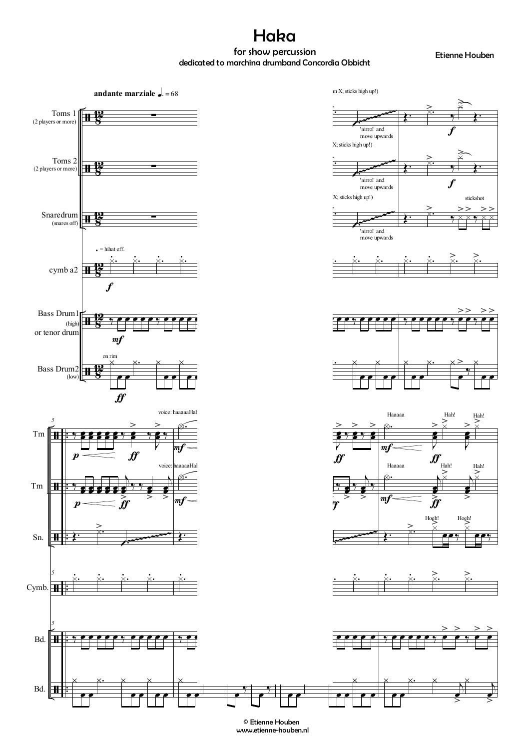# Haka

for show percussion

dedicated to marching drumband Concordia Obbicht

Etienne Houben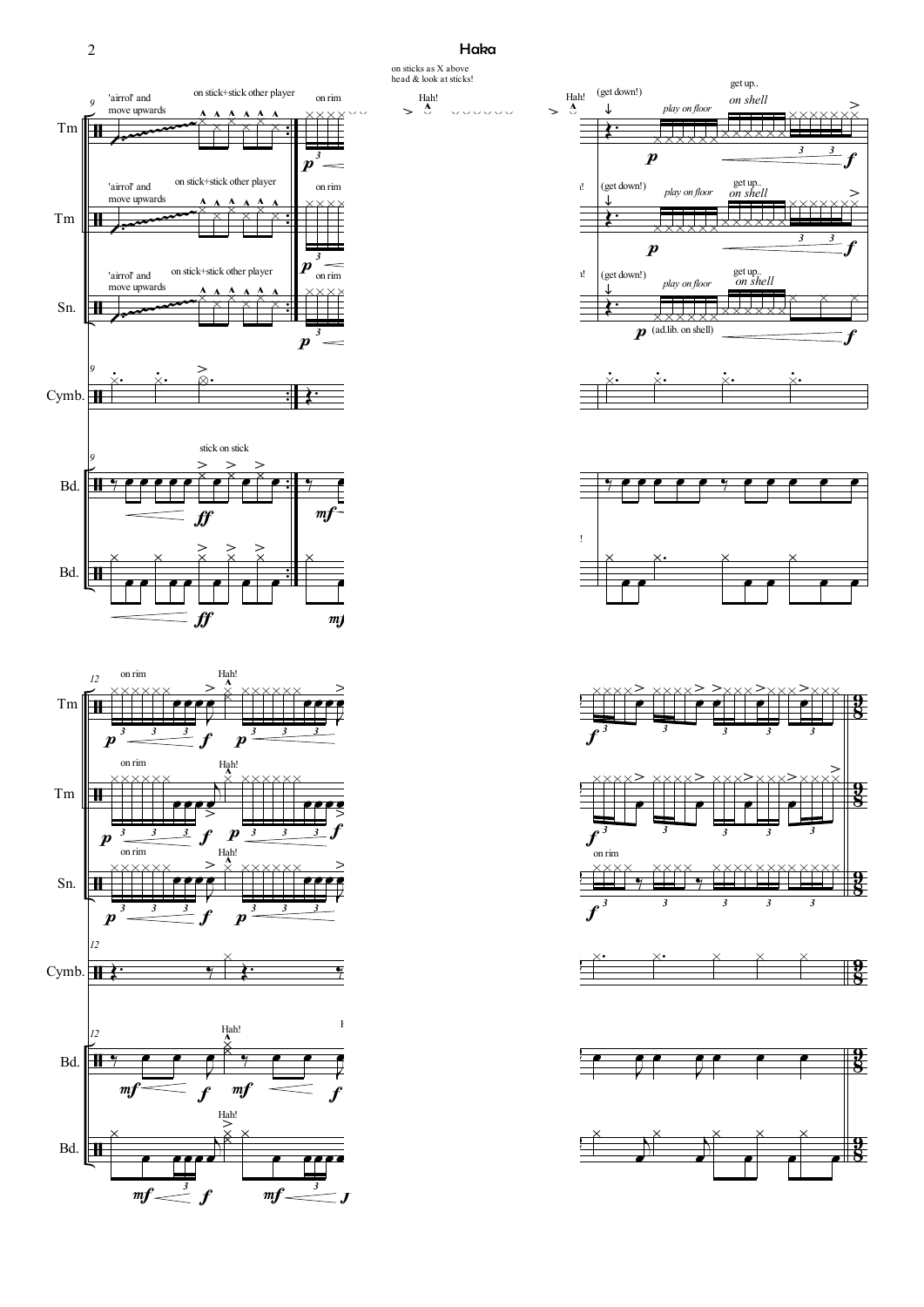on sticks as X above head & look at sticks!

'airrol' and move upwards

on stick+stick other player

on rim

Hah!

(get down!)

play on floor

get up..

on shell

(ad.lib. on shell)

stick on stick

Hah!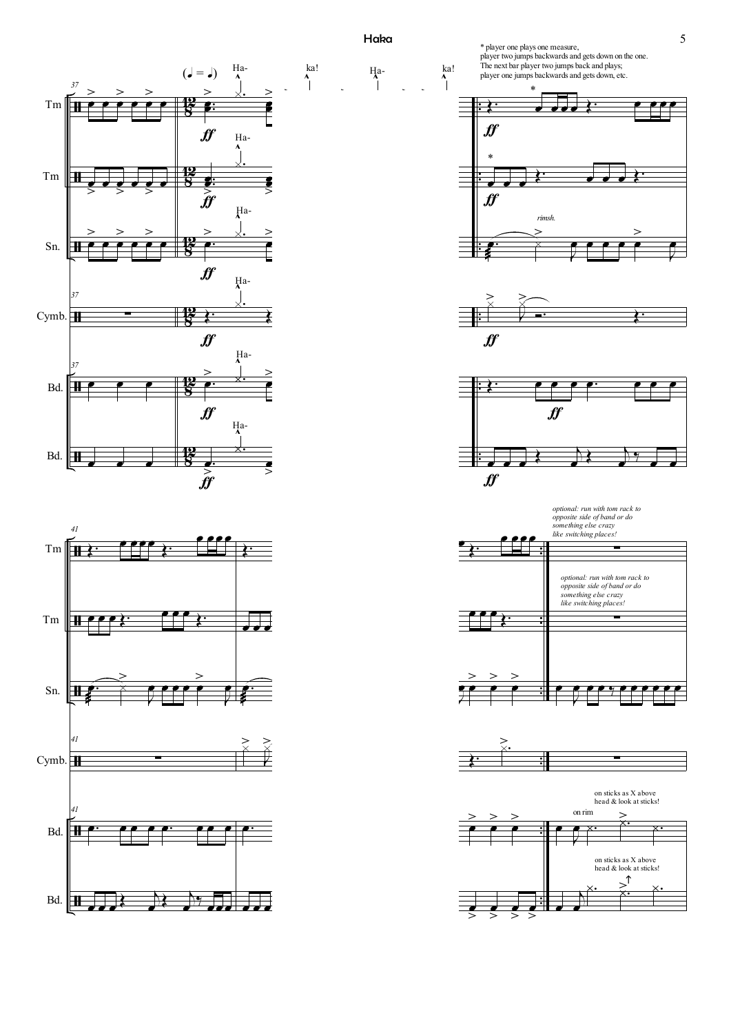* player one plays one measure,
player two jumps backwards and gets down on the one.
The next bar player two jumps back and plays;
player one jumps backwards and gets down, etc.

*optional: run with tom rack to opposite side of band or do something else crazy like switching places!*

*optional: run with tom rack to opposite side of band or do something else crazy like switching places!*

on sticks as X above head & look at sticks!

on sticks as X above head & look at sticks!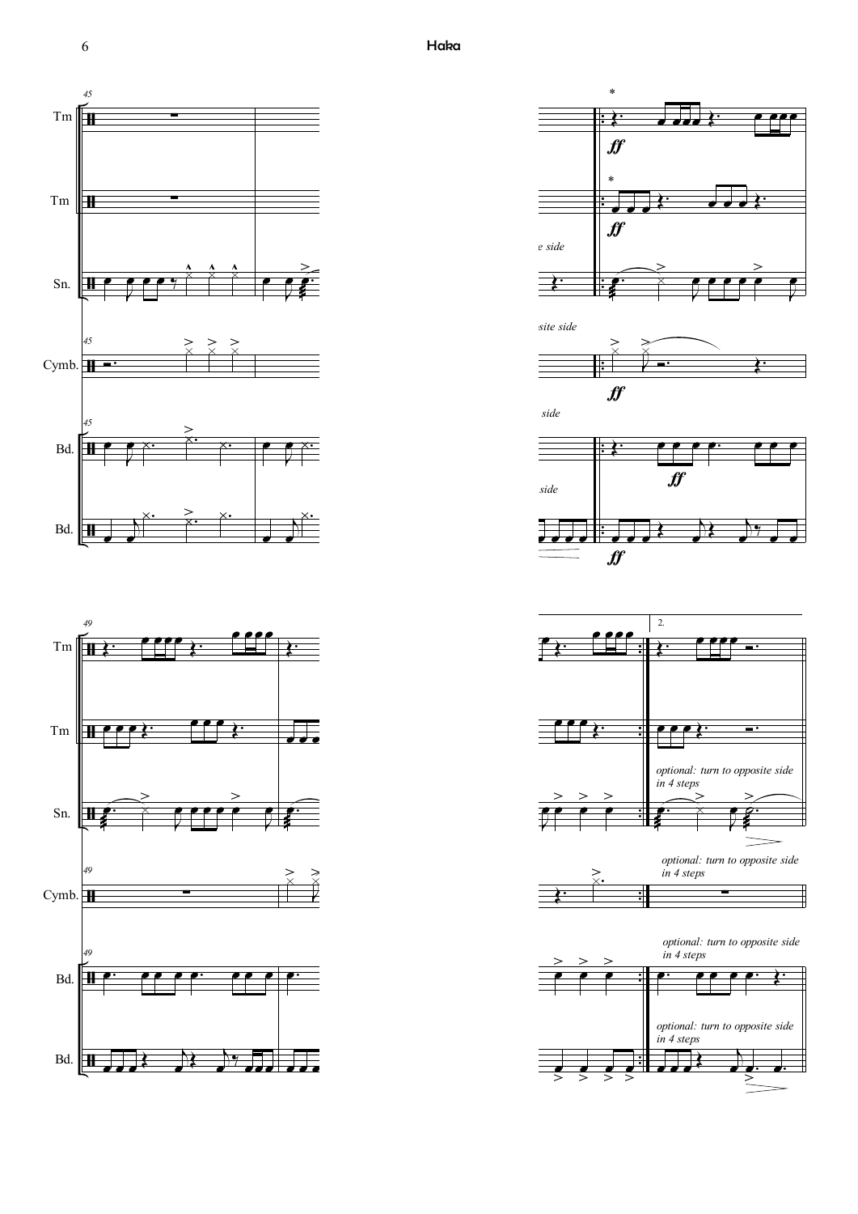Tm

Tm

Sn.

Cymb.

Bd.

Bd.

*

*

*ff*

*ff*

*ff*

*ff*

*ff*

*e side*

*site side*

*side*

*side*

2.

*optional: turn to opposite side in 4 steps*

*optional: turn to opposite side in 4 steps*

*optional: turn to opposite side in 4 steps*

*optional: turn to opposite side in 4 steps*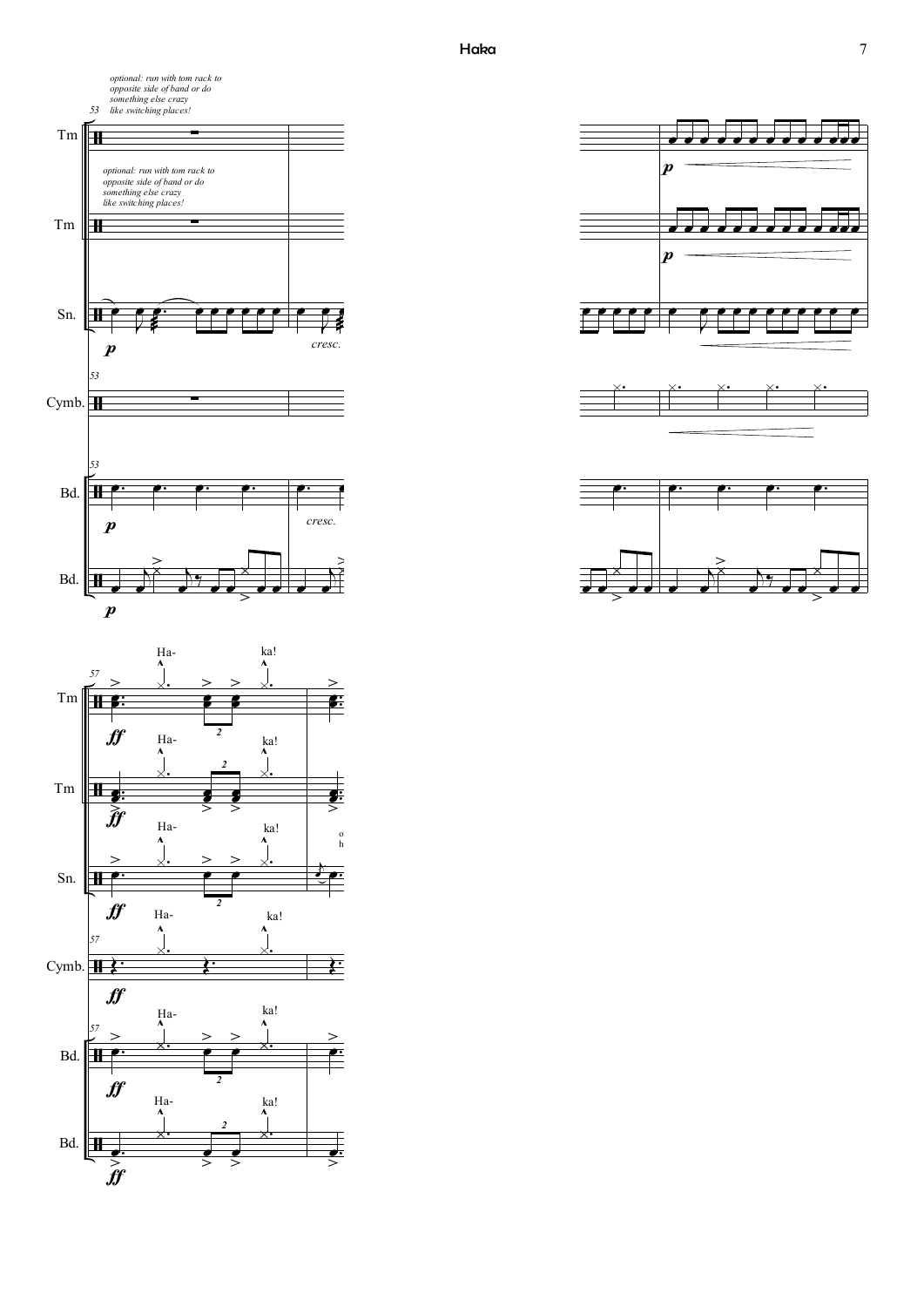*optional: run with tom rack to opposite side of band or do something else crazy like switching places!*

*optional: run with tom rack to opposite side of band or do something else crazy like switching places!*

Tm

Tm

Sn.

Cymb.

Bd.

Bd.

*cresc.*

Ha- ka!